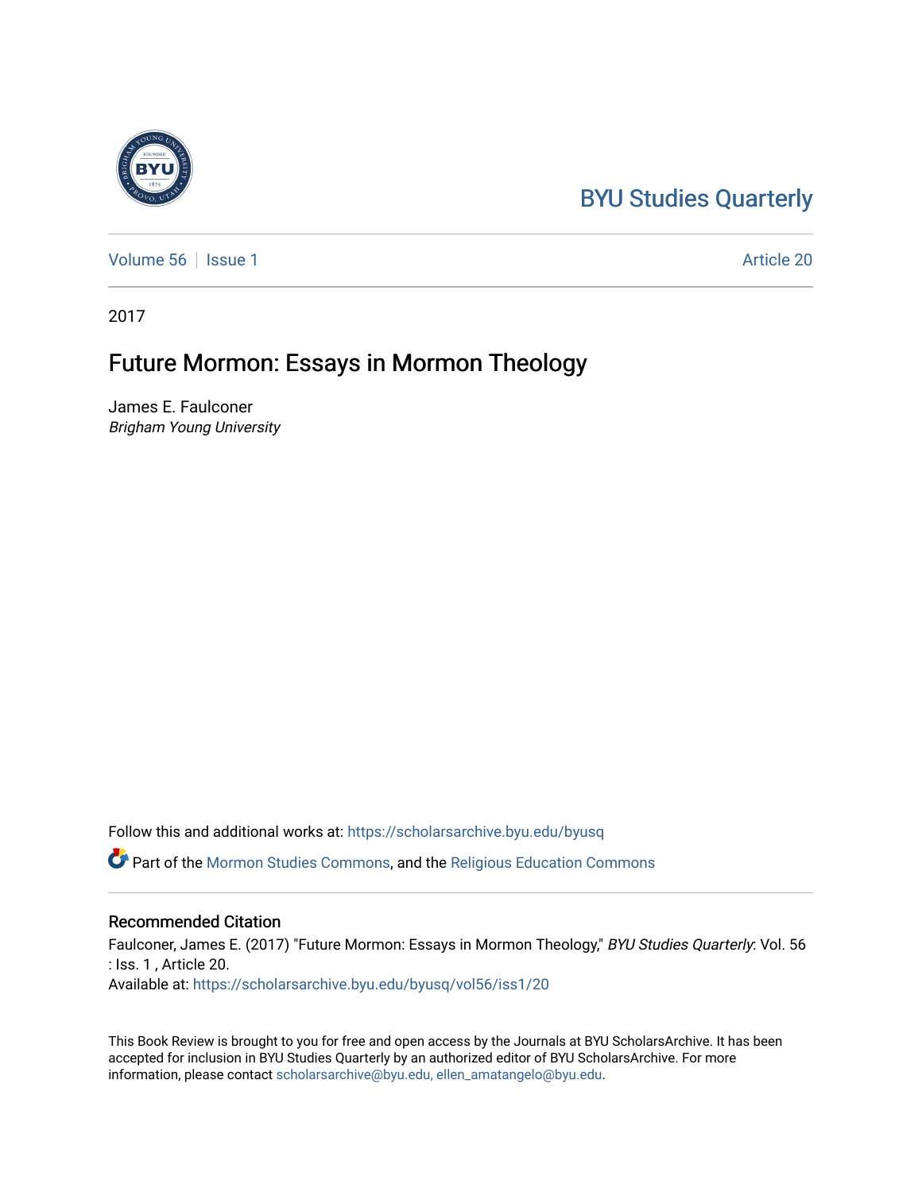BYU Studies Quarterly

Volume 56 | Issue 1 | Article 20

2017

# Future Mormon: Essays in Mormon Theology

James E. Faulconer
*Brigham Young University*

Follow this and additional works at: https://scholarsarchive.byu.edu/byusq

Part of the Mormon Studies Commons, and the Religious Education Commons

## Recommended Citation

Faulconer, James E. (2017) "Future Mormon: Essays in Mormon Theology," *BYU Studies Quarterly*: Vol. 56 : Iss. 1 , Article 20.
Available at: https://scholarsarchive.byu.edu/byusq/vol56/iss1/20

This Book Review is brought to you for free and open access by the Journals at BYU ScholarsArchive. It has been accepted for inclusion in BYU Studies Quarterly by an authorized editor of BYU ScholarsArchive. For more information, please contact scholarsarchive@byu.edu, ellen_amatangelo@byu.edu.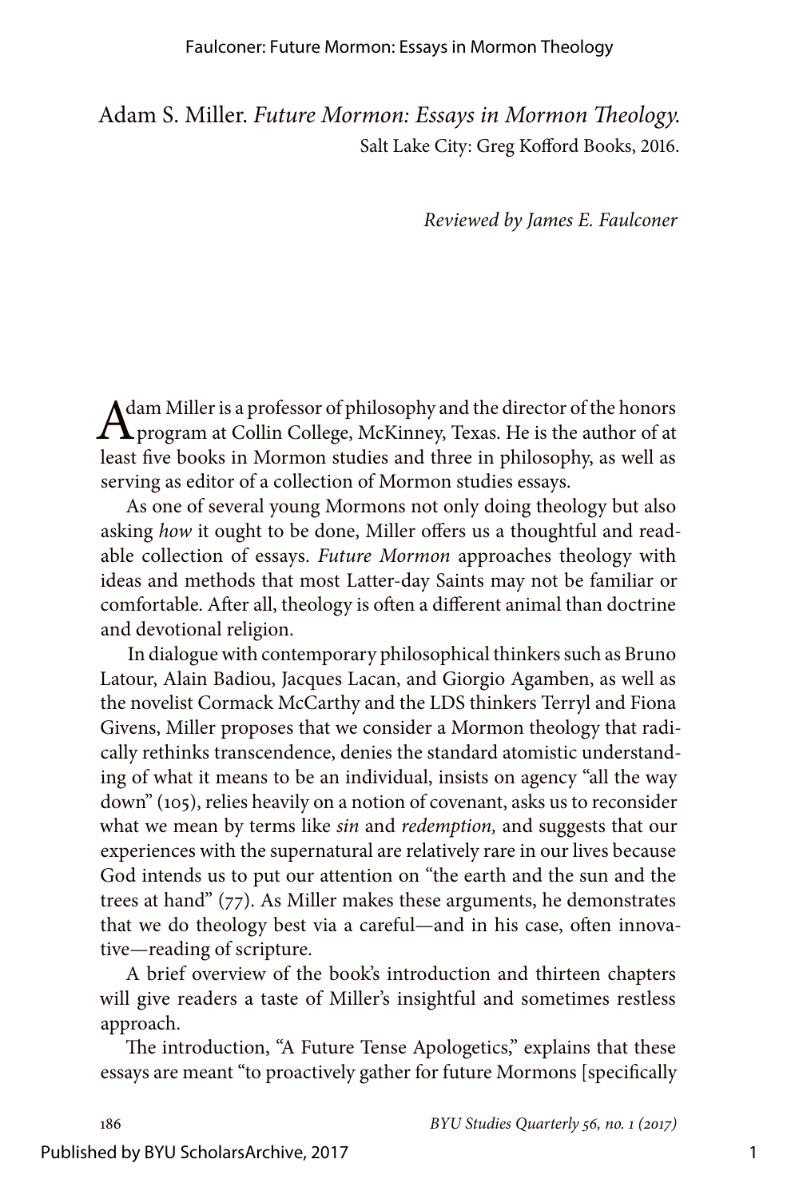Adam S. Miller. *Future Mormon: Essays in Mormon Theology.* Salt Lake City: Greg Kofford Books, 2016.

*Reviewed by James E. Faulconer*

Adam Miller is a professor of philosophy and the director of the honors program at Collin College, McKinney, Texas. He is the author of at least five books in Mormon studies and three in philosophy, as well as serving as editor of a collection of Mormon studies essays.

As one of several young Mormons not only doing theology but also asking *how* it ought to be done, Miller offers us a thoughtful and readable collection of essays. *Future Mormon* approaches theology with ideas and methods that most Latter-day Saints may not be familiar or comfortable. After all, theology is often a different animal than doctrine and devotional religion.

In dialogue with contemporary philosophical thinkers such as Bruno Latour, Alain Badiou, Jacques Lacan, and Giorgio Agamben, as well as the novelist Cormack McCarthy and the LDS thinkers Terryl and Fiona Givens, Miller proposes that we consider a Mormon theology that radically rethinks transcendence, denies the standard atomistic understanding of what it means to be an individual, insists on agency "all the way down" (105), relies heavily on a notion of covenant, asks us to reconsider what we mean by terms like *sin* and *redemption,* and suggests that our experiences with the supernatural are relatively rare in our lives because God intends us to put our attention on "the earth and the sun and the trees at hand" (77). As Miller makes these arguments, he demonstrates that we do theology best via a careful—and in his case, often innovative—reading of scripture.

A brief overview of the book's introduction and thirteen chapters will give readers a taste of Miller's insightful and sometimes restless approach.

The introduction, "A Future Tense Apologetics," explains that these essays are meant "to proactively gather for future Mormons [specifically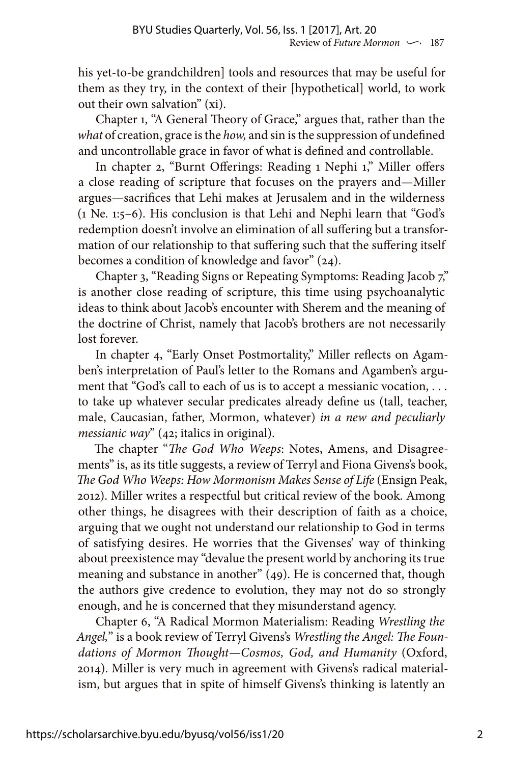his yet-to-be grandchildren] tools and resources that may be useful for them as they try, in the context of their [hypothetical] world, to work out their own salvation" (xi).

Chapter 1, "A General Theory of Grace," argues that, rather than the *what* of creation, grace is the *how,* and sin is the suppression of undefined and uncontrollable grace in favor of what is defined and controllable.

In chapter 2, "Burnt Offerings: Reading 1 Nephi 1," Miller offers a close reading of scripture that focuses on the prayers and—Miller argues—sacrifices that Lehi makes at Jerusalem and in the wilderness (1 Ne. 1:5–6). His conclusion is that Lehi and Nephi learn that "God's redemption doesn't involve an elimination of all suffering but a transformation of our relationship to that suffering such that the suffering itself becomes a condition of knowledge and favor" (24).

Chapter 3, "Reading Signs or Repeating Symptoms: Reading Jacob 7," is another close reading of scripture, this time using psychoanalytic ideas to think about Jacob's encounter with Sherem and the meaning of the doctrine of Christ, namely that Jacob's brothers are not necessarily lost forever.

In chapter 4, "Early Onset Postmortality," Miller reflects on Agamben's interpretation of Paul's letter to the Romans and Agamben's argument that "God's call to each of us is to accept a messianic vocation, . . . to take up whatever secular predicates already define us (tall, teacher, male, Caucasian, father, Mormon, whatever) *in a new and peculiarly messianic way*" (42; italics in original).

The chapter "*The God Who Weeps*: Notes, Amens, and Disagreements" is, as its title suggests, a review of Terryl and Fiona Givens's book, *The God Who Weeps: How Mormonism Makes Sense of Life* (Ensign Peak, 2012). Miller writes a respectful but critical review of the book. Among other things, he disagrees with their description of faith as a choice, arguing that we ought not understand our relationship to God in terms of satisfying desires. He worries that the Givenses' way of thinking about preexistence may "devalue the present world by anchoring its true meaning and substance in another" (49). He is concerned that, though the authors give credence to evolution, they may not do so strongly enough, and he is concerned that they misunderstand agency.

Chapter 6, "A Radical Mormon Materialism: Reading *Wrestling the Angel,*" is a book review of Terryl Givens's *Wrestling the Angel: The Foundations of Mormon Thought—Cosmos, God, and Humanity* (Oxford, 2014). Miller is very much in agreement with Givens's radical materialism, but argues that in spite of himself Givens's thinking is latently an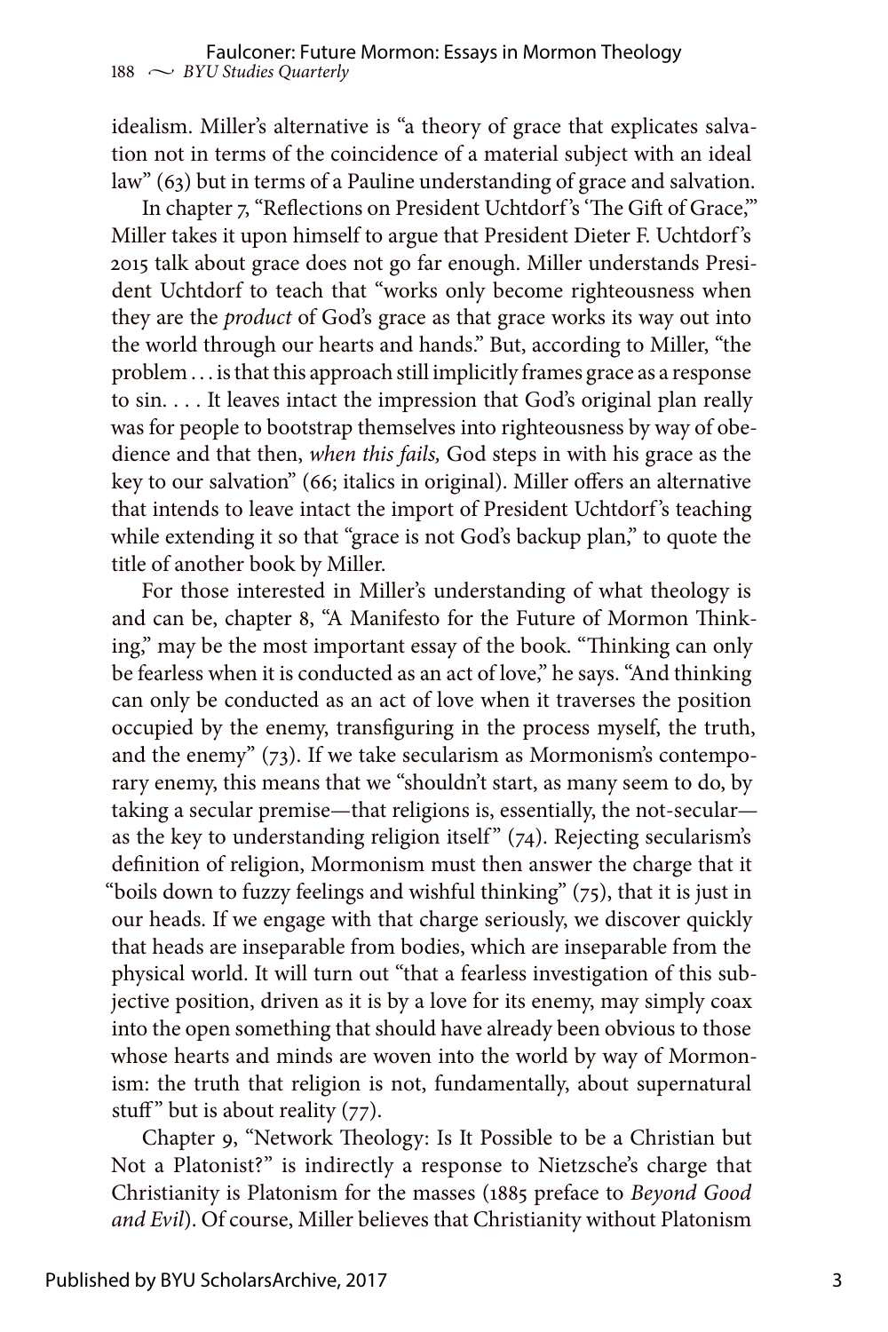idealism. Miller's alternative is "a theory of grace that explicates salvation not in terms of the coincidence of a material subject with an ideal law" (63) but in terms of a Pauline understanding of grace and salvation.

In chapter 7, "Reflections on President Uchtdorf's 'The Gift of Grace,'" Miller takes it upon himself to argue that President Dieter F. Uchtdorf's 2015 talk about grace does not go far enough. Miller understands President Uchtdorf to teach that "works only become righteousness when they are the *product* of God's grace as that grace works its way out into the world through our hearts and hands." But, according to Miller, "the problem . . . is that this approach still implicitly frames grace as a response to sin. . . . It leaves intact the impression that God's original plan really was for people to bootstrap themselves into righteousness by way of obedience and that then, *when this fails,* God steps in with his grace as the key to our salvation" (66; italics in original). Miller offers an alternative that intends to leave intact the import of President Uchtdorf's teaching while extending it so that "grace is not God's backup plan," to quote the title of another book by Miller.

For those interested in Miller's understanding of what theology is and can be, chapter 8, "A Manifesto for the Future of Mormon Thinking," may be the most important essay of the book. "Thinking can only be fearless when it is conducted as an act of love," he says. "And thinking can only be conducted as an act of love when it traverses the position occupied by the enemy, transfiguring in the process myself, the truth, and the enemy" (73). If we take secularism as Mormonism's contemporary enemy, this means that we "shouldn't start, as many seem to do, by taking a secular premise—that religions is, essentially, the not-secular—as the key to understanding religion itself" (74). Rejecting secularism's definition of religion, Mormonism must then answer the charge that it "boils down to fuzzy feelings and wishful thinking" (75), that it is just in our heads. If we engage with that charge seriously, we discover quickly that heads are inseparable from bodies, which are inseparable from the physical world. It will turn out "that a fearless investigation of this subjective position, driven as it is by a love for its enemy, may simply coax into the open something that should have already been obvious to those whose hearts and minds are woven into the world by way of Mormonism: the truth that religion is not, fundamentally, about supernatural stuff" but is about reality (77).

Chapter 9, "Network Theology: Is It Possible to be a Christian but Not a Platonist?" is indirectly a response to Nietzsche's charge that Christianity is Platonism for the masses (1885 preface to *Beyond Good and Evil*). Of course, Miller believes that Christianity without Platonism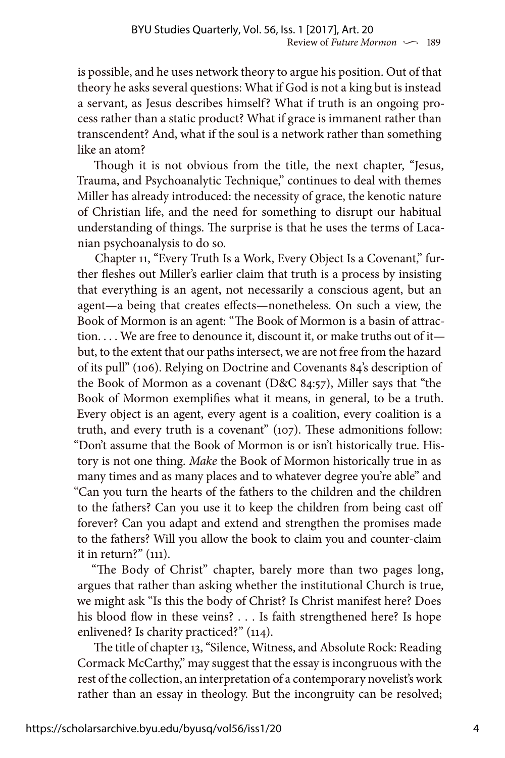is possible, and he uses network theory to argue his position. Out of that theory he asks several questions: What if God is not a king but is instead a servant, as Jesus describes himself? What if truth is an ongoing process rather than a static product? What if grace is immanent rather than transcendent? And, what if the soul is a network rather than something like an atom?

Though it is not obvious from the title, the next chapter, "Jesus, Trauma, and Psychoanalytic Technique," continues to deal with themes Miller has already introduced: the necessity of grace, the kenotic nature of Christian life, and the need for something to disrupt our habitual understanding of things. The surprise is that he uses the terms of Lacanian psychoanalysis to do so.

Chapter 11, "Every Truth Is a Work, Every Object Is a Covenant," further fleshes out Miller's earlier claim that truth is a process by insisting that everything is an agent, not necessarily a conscious agent, but an agent—a being that creates effects—nonetheless. On such a view, the Book of Mormon is an agent: "The Book of Mormon is a basin of attraction. . . . We are free to denounce it, discount it, or make truths out of it—but, to the extent that our paths intersect, we are not free from the hazard of its pull" (106). Relying on Doctrine and Covenants 84's description of the Book of Mormon as a covenant (D&C 84:57), Miller says that "the Book of Mormon exemplifies what it means, in general, to be a truth. Every object is an agent, every agent is a coalition, every coalition is a truth, and every truth is a covenant" (107). These admonitions follow: "Don't assume that the Book of Mormon is or isn't historically true. History is not one thing. *Make* the Book of Mormon historically true in as many times and as many places and to whatever degree you're able" and "Can you turn the hearts of the fathers to the children and the children to the fathers? Can you use it to keep the children from being cast off forever? Can you adapt and extend and strengthen the promises made to the fathers? Will you allow the book to claim you and counter-claim it in return?" (111).

"The Body of Christ" chapter, barely more than two pages long, argues that rather than asking whether the institutional Church is true, we might ask "Is this the body of Christ? Is Christ manifest here? Does his blood flow in these veins? . . . Is faith strengthened here? Is hope enlivened? Is charity practiced?" (114).

The title of chapter 13, "Silence, Witness, and Absolute Rock: Reading Cormack McCarthy," may suggest that the essay is incongruous with the rest of the collection, an interpretation of a contemporary novelist's work rather than an essay in theology. But the incongruity can be resolved;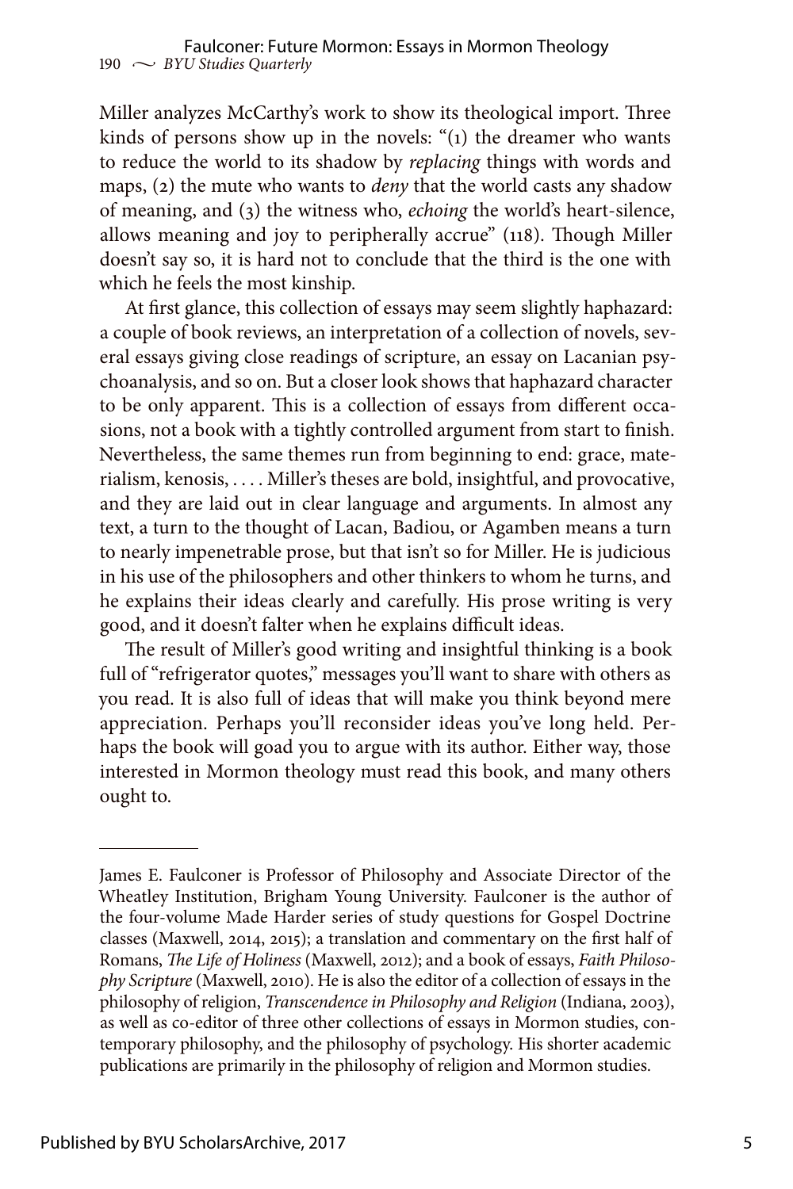Miller analyzes McCarthy's work to show its theological import. Three kinds of persons show up in the novels: "(1) the dreamer who wants to reduce the world to its shadow by *replacing* things with words and maps, (2) the mute who wants to *deny* that the world casts any shadow of meaning, and (3) the witness who, *echoing* the world's heart-silence, allows meaning and joy to peripherally accrue" (118). Though Miller doesn't say so, it is hard not to conclude that the third is the one with which he feels the most kinship.

At first glance, this collection of essays may seem slightly haphazard: a couple of book reviews, an interpretation of a collection of novels, several essays giving close readings of scripture, an essay on Lacanian psychoanalysis, and so on. But a closer look shows that haphazard character to be only apparent. This is a collection of essays from different occasions, not a book with a tightly controlled argument from start to finish. Nevertheless, the same themes run from beginning to end: grace, materialism, kenosis, . . . . Miller's theses are bold, insightful, and provocative, and they are laid out in clear language and arguments. In almost any text, a turn to the thought of Lacan, Badiou, or Agamben means a turn to nearly impenetrable prose, but that isn't so for Miller. He is judicious in his use of the philosophers and other thinkers to whom he turns, and he explains their ideas clearly and carefully. His prose writing is very good, and it doesn't falter when he explains difficult ideas.

The result of Miller's good writing and insightful thinking is a book full of "refrigerator quotes," messages you'll want to share with others as you read. It is also full of ideas that will make you think beyond mere appreciation. Perhaps you'll reconsider ideas you've long held. Perhaps the book will goad you to argue with its author. Either way, those interested in Mormon theology must read this book, and many others ought to.

---

James E. Faulconer is Professor of Philosophy and Associate Director of the Wheatley Institution, Brigham Young University. Faulconer is the author of the four-volume Made Harder series of study questions for Gospel Doctrine classes (Maxwell, 2014, 2015); a translation and commentary on the first half of Romans, *The Life of Holiness* (Maxwell, 2012); and a book of essays, *Faith Philosophy Scripture* (Maxwell, 2010). He is also the editor of a collection of essays in the philosophy of religion, *Transcendence in Philosophy and Religion* (Indiana, 2003), as well as co-editor of three other collections of essays in Mormon studies, contemporary philosophy, and the philosophy of psychology. His shorter academic publications are primarily in the philosophy of religion and Mormon studies.